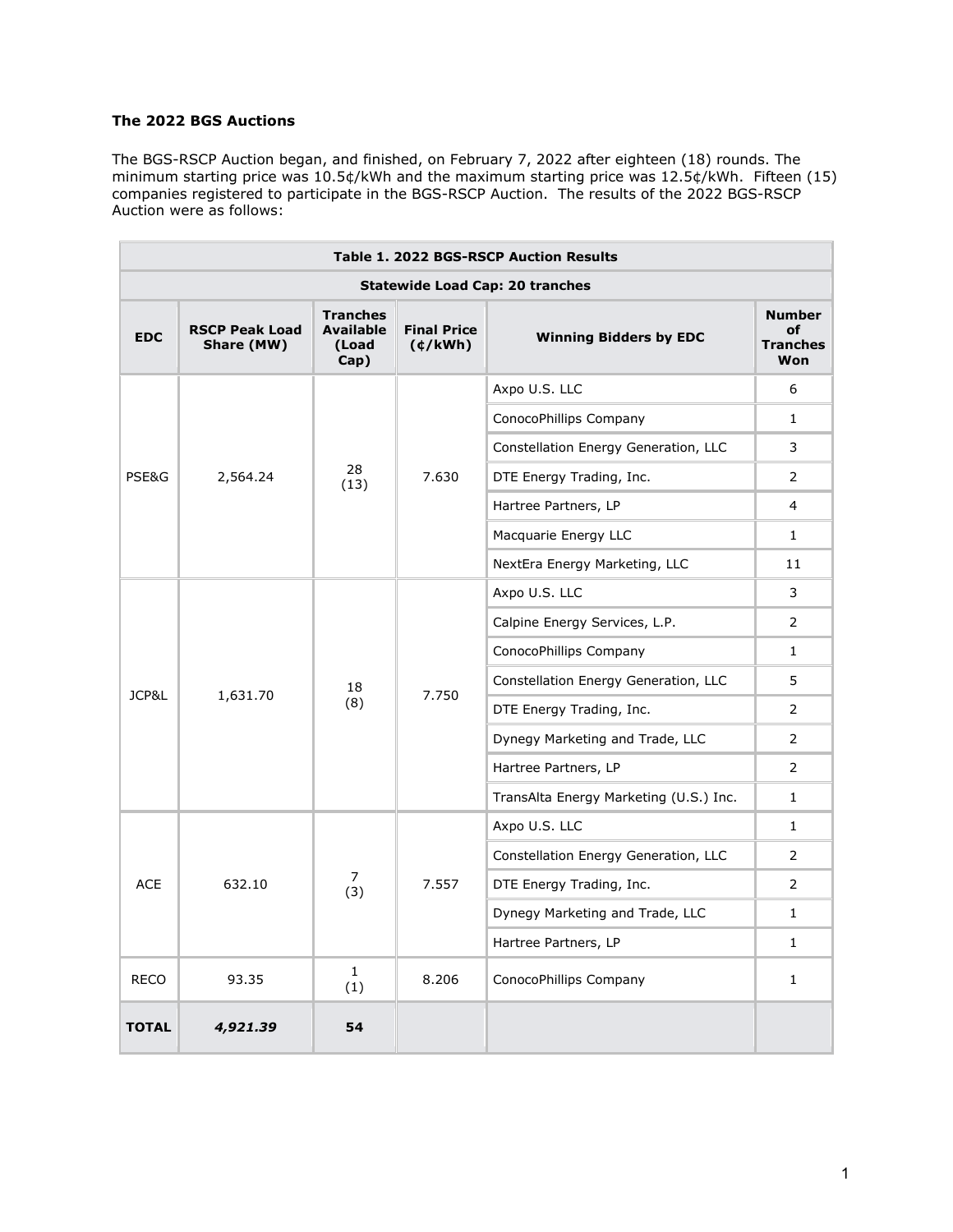**The 2022 BGS Auctions**

The BGS-RSCP Auction began, and finished, on February 7, 2022 after eighteen (18) rounds. The minimum starting price was 10.5¢/kWh and the maximum starting price was 12.5¢/kWh. Fifteen (15) companies registered to participate in the BGS-RSCP Auction. The results of the 2022 BGS-RSCP Auction were as follows:

**Table 1. 2022 BGS-RSCP Auction Results**

**Statewide Load Cap: 20 tranches**

| EDC | RSCP Peak Load Share (MW) | Tranches Available (Load Cap) | Final Price (¢/kWh) | Winning Bidders by EDC | Number of Tranches Won |
|---|---|---|---|---|---|
| PSE&G | 2,564.24 | 28 (13) | 7.630 | Axpo U.S. LLC | 6 |
| | | | | ConocoPhillips Company | 1 |
| | | | | Constellation Energy Generation, LLC | 3 |
| | | | | DTE Energy Trading, Inc. | 2 |
| | | | | Hartree Partners, LP | 4 |
| | | | | Macquarie Energy LLC | 1 |
| | | | | NextEra Energy Marketing, LLC | 11 |
| JCP&L | 1,631.70 | 18 (8) | 7.750 | Axpo U.S. LLC | 3 |
| | | | | Calpine Energy Services, L.P. | 2 |
| | | | | ConocoPhillips Company | 1 |
| | | | | Constellation Energy Generation, LLC | 5 |
| | | | | DTE Energy Trading, Inc. | 2 |
| | | | | Dynegy Marketing and Trade, LLC | 2 |
| | | | | Hartree Partners, LP | 2 |
| | | | | TransAlta Energy Marketing (U.S.) Inc. | 1 |
| ACE | 632.10 | 7 (3) | 7.557 | Axpo U.S. LLC | 1 |
| | | | | Constellation Energy Generation, LLC | 2 |
| | | | | DTE Energy Trading, Inc. | 2 |
| | | | | Dynegy Marketing and Trade, LLC | 1 |
| | | | | Hartree Partners, LP | 1 |
| RECO | 93.35 | 1 (1) | 8.206 | ConocoPhillips Company | 1 |
| **TOTAL** | ***4,921.39*** | **54** | | | |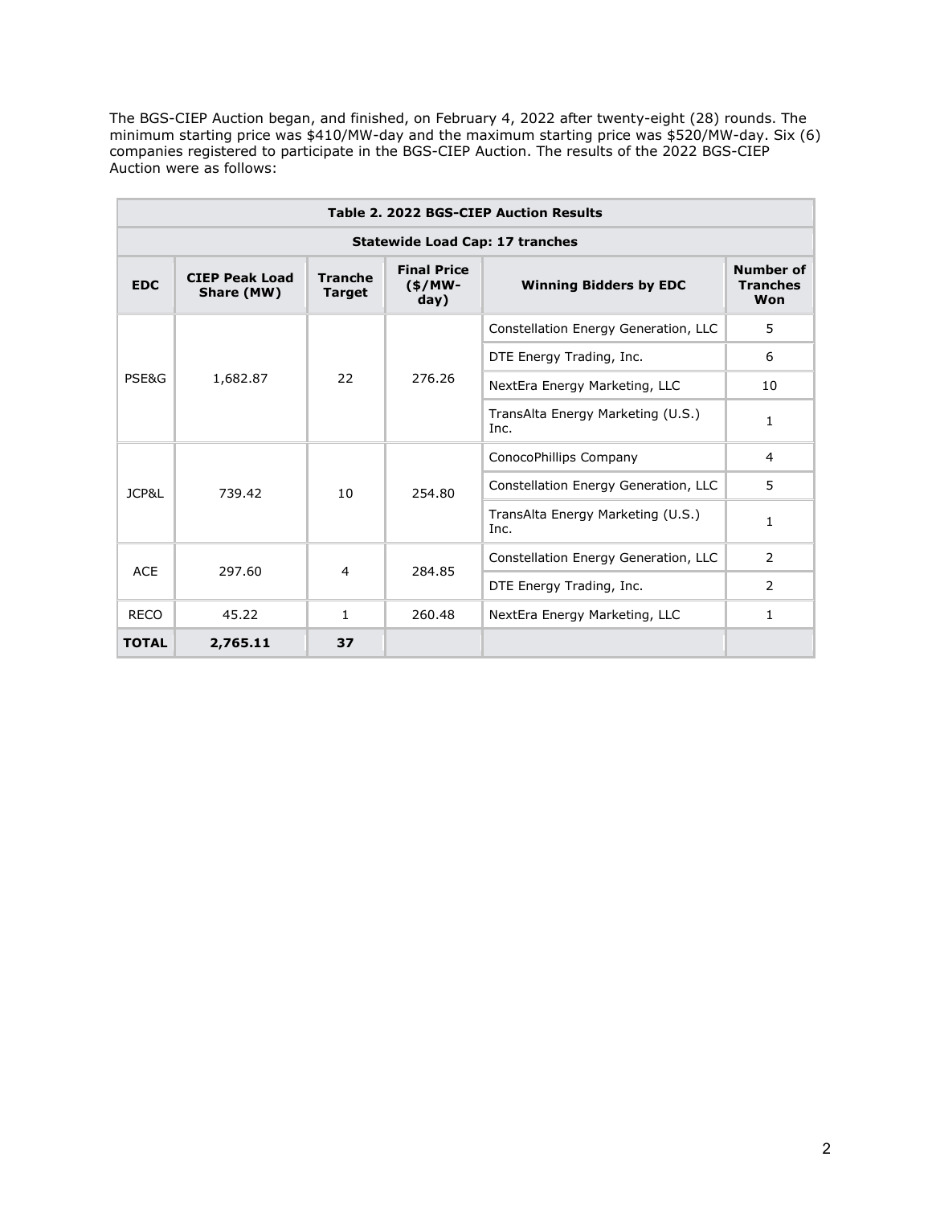The BGS-CIEP Auction began, and finished, on February 4, 2022 after twenty-eight (28) rounds. The minimum starting price was $410/MW-day and the maximum starting price was $520/MW-day. Six (6) companies registered to participate in the BGS-CIEP Auction. The results of the 2022 BGS-CIEP Auction were as follows:

| **Table 2. 2022 BGS-CIEP Auction Results** | | | | | |
|---|---|---|---|---|---|
| **Statewide Load Cap: 17 tranches** | | | | | |
| **EDC** | **CIEP Peak Load Share (MW)** | **Tranche Target** | **Final Price ($/MW-day)** | **Winning Bidders by EDC** | **Number of Tranches Won** |
| PSE&G | 1,682.87 | 22 | 276.26 | Constellation Energy Generation, LLC | 5 |
| | | | | DTE Energy Trading, Inc. | 6 |
| | | | | NextEra Energy Marketing, LLC | 10 |
| | | | | TransAlta Energy Marketing (U.S.) Inc. | 1 |
| JCP&L | 739.42 | 10 | 254.80 | ConocoPhillips Company | 4 |
| | | | | Constellation Energy Generation, LLC | 5 |
| | | | | TransAlta Energy Marketing (U.S.) Inc. | 1 |
| ACE | 297.60 | 4 | 284.85 | Constellation Energy Generation, LLC | 2 |
| | | | | DTE Energy Trading, Inc. | 2 |
| RECO | 45.22 | 1 | 260.48 | NextEra Energy Marketing, LLC | 1 |
| **TOTAL** | **2,765.11** | **37** | | | |